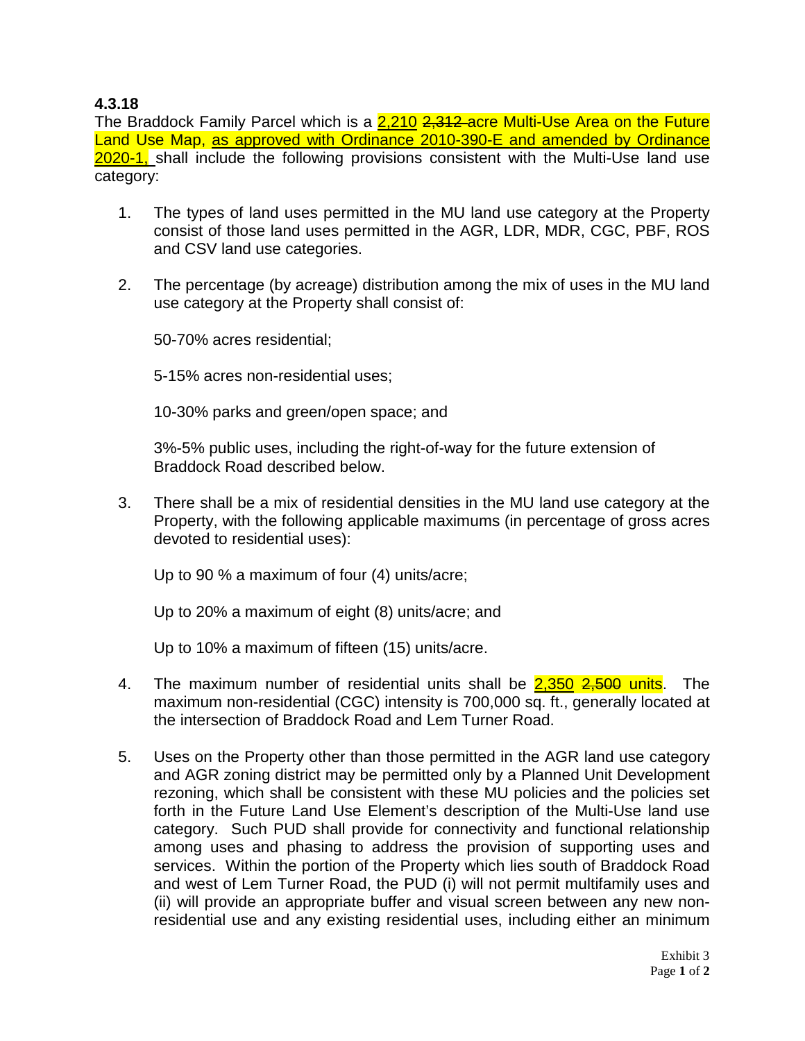**4.3.18**

The Braddock Family Parcel which is a <u>2,210</u> ~~2,312~~ acre Multi-Use Area on the Future Land Use Map, <u>as approved with Ordinance 2010-390-E and amended by Ordinance 2020-1,</u> shall include the following provisions consistent with the Multi-Use land use category:

1. The types of land uses permitted in the MU land use category at the Property consist of those land uses permitted in the AGR, LDR, MDR, CGC, PBF, ROS and CSV land use categories.

2. The percentage (by acreage) distribution among the mix of uses in the MU land use category at the Property shall consist of:

   50-70% acres residential;

   5-15% acres non-residential uses;

   10-30% parks and green/open space; and

   3%-5% public uses, including the right-of-way for the future extension of Braddock Road described below.

3. There shall be a mix of residential densities in the MU land use category at the Property, with the following applicable maximums (in percentage of gross acres devoted to residential uses):

   Up to 90 % a maximum of four (4) units/acre;

   Up to 20% a maximum of eight (8) units/acre; and

   Up to 10% a maximum of fifteen (15) units/acre.

4. The maximum number of residential units shall be <u>2,350</u> ~~2,500~~ units. The maximum non-residential (CGC) intensity is 700,000 sq. ft., generally located at the intersection of Braddock Road and Lem Turner Road.

5. Uses on the Property other than those permitted in the AGR land use category and AGR zoning district may be permitted only by a Planned Unit Development rezoning, which shall be consistent with these MU policies and the policies set forth in the Future Land Use Element's description of the Multi-Use land use category. Such PUD shall provide for connectivity and functional relationship among uses and phasing to address the provision of supporting uses and services. Within the portion of the Property which lies south of Braddock Road and west of Lem Turner Road, the PUD (i) will not permit multifamily uses and (ii) will provide an appropriate buffer and visual screen between any new non-residential use and any existing residential uses, including either an minimum

Exhibit 3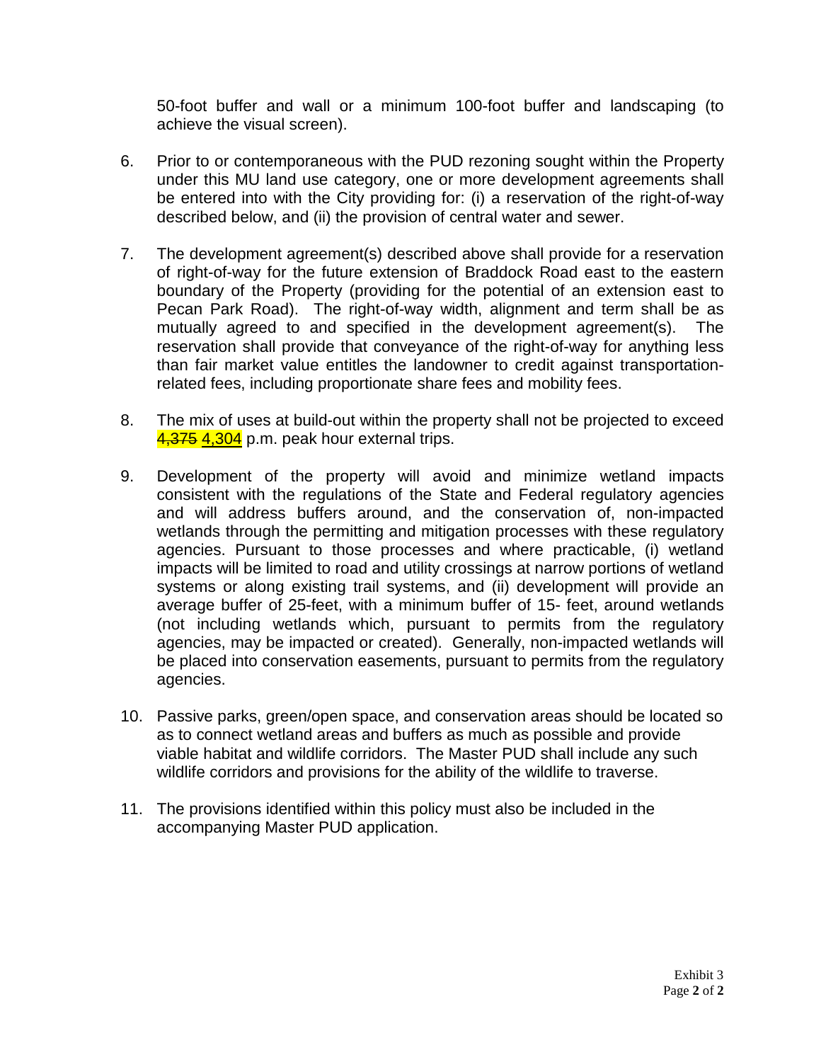50-foot buffer and wall or a minimum 100-foot buffer and landscaping (to achieve the visual screen).

6. Prior to or contemporaneous with the PUD rezoning sought within the Property under this MU land use category, one or more development agreements shall be entered into with the City providing for: (i) a reservation of the right-of-way described below, and (ii) the provision of central water and sewer.

7. The development agreement(s) described above shall provide for a reservation of right-of-way for the future extension of Braddock Road east to the eastern boundary of the Property (providing for the potential of an extension east to Pecan Park Road). The right-of-way width, alignment and term shall be as mutually agreed to and specified in the development agreement(s). The reservation shall provide that conveyance of the right-of-way for anything less than fair market value entitles the landowner to credit against transportation-related fees, including proportionate share fees and mobility fees.

8. The mix of uses at build-out within the property shall not be projected to exceed ~~4,375~~ <u>4,304</u> p.m. peak hour external trips.

9. Development of the property will avoid and minimize wetland impacts consistent with the regulations of the State and Federal regulatory agencies and will address buffers around, and the conservation of, non-impacted wetlands through the permitting and mitigation processes with these regulatory agencies. Pursuant to those processes and where practicable, (i) wetland impacts will be limited to road and utility crossings at narrow portions of wetland systems or along existing trail systems, and (ii) development will provide an average buffer of 25-feet, with a minimum buffer of 15- feet, around wetlands (not including wetlands which, pursuant to permits from the regulatory agencies, may be impacted or created). Generally, non-impacted wetlands will be placed into conservation easements, pursuant to permits from the regulatory agencies.

10. Passive parks, green/open space, and conservation areas should be located so as to connect wetland areas and buffers as much as possible and provide viable habitat and wildlife corridors. The Master PUD shall include any such wildlife corridors and provisions for the ability of the wildlife to traverse.

11. The provisions identified within this policy must also be included in the accompanying Master PUD application.

Exhibit 3